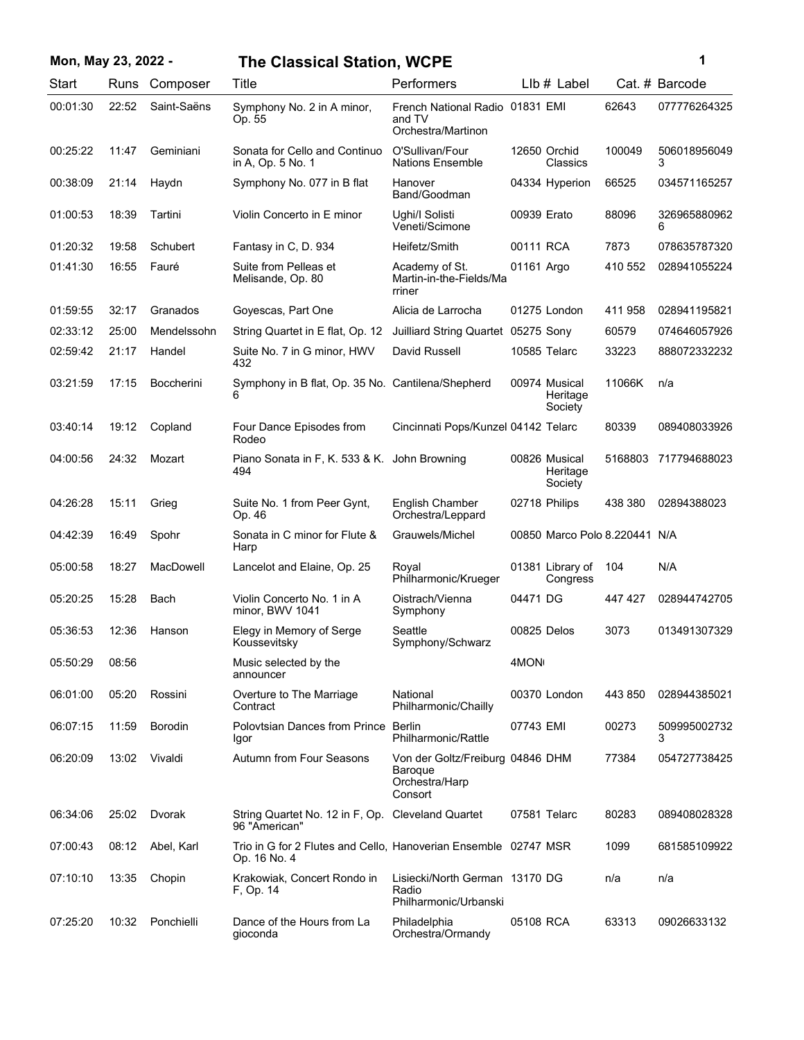# Mon, May 23, 2022 - The Classical Station, WCPE

| Start | Runs | Composer | Title | Performers | LIb # | Label | Cat. # | Barcode |
|---|---|---|---|---|---|---|---|---|
| 00:01:30 | 22:52 | Saint-Saëns | Symphony No. 2 in A minor, Op. 55 | French National Radio and TV Orchestra/Martinon | 01831 | EMI | 62643 | 077776264325 |
| 00:25:22 | 11:47 | Geminiani | Sonata for Cello and Continuo in A, Op. 5 No. 1 | O'Sullivan/Four Nations Ensemble | 12650 | Orchid Classics | 100049 | 5060189560493 |
| 00:38:09 | 21:14 | Haydn | Symphony No. 077 in B flat | Hanover Band/Goodman | 04334 | Hyperion | 66525 | 034571165257 |
| 01:00:53 | 18:39 | Tartini | Violin Concerto in E minor | Ughi/I Solisti Veneti/Scimone | 00939 | Erato | 88096 | 3269658809626 |
| 01:20:32 | 19:58 | Schubert | Fantasy in C, D. 934 | Heifetz/Smith | 00111 | RCA | 7873 | 078635787320 |
| 01:41:30 | 16:55 | Fauré | Suite from Pelleas et Melisande, Op. 80 | Academy of St. Martin-in-the-Fields/Marriner | 01161 | Argo | 410 552 | 028941055224 |
| 01:59:55 | 32:17 | Granados | Goyescas, Part One | Alicia de Larrocha | 01275 | London | 411 958 | 028941195821 |
| 02:33:12 | 25:00 | Mendelssohn | String Quartet in E flat, Op. 12 | Juilliard String Quartet | 05275 | Sony | 60579 | 074646057926 |
| 02:59:42 | 21:17 | Handel | Suite No. 7 in G minor, HWV 432 | David Russell | 10585 | Telarc | 33223 | 888072332232 |
| 03:21:59 | 17:15 | Boccherini | Symphony in B flat, Op. 35 No. 6 | Cantilena/Shepherd | 00974 | Musical Heritage Society | 11066K | n/a |
| 03:40:14 | 19:12 | Copland | Four Dance Episodes from Rodeo | Cincinnati Pops/Kunzel | 04142 | Telarc | 80339 | 089408033926 |
| 04:00:56 | 24:32 | Mozart | Piano Sonata in F, K. 533 & K. 494 | John Browning | 00826 | Musical Heritage Society | 5168803 | 717794688023 |
| 04:26:28 | 15:11 | Grieg | Suite No. 1 from Peer Gynt, Op. 46 | English Chamber Orchestra/Leppard | 02718 | Philips | 438 380 | 02894388023 |
| 04:42:39 | 16:49 | Spohr | Sonata in C minor for Flute & Harp | Grauwels/Michel | 00850 | Marco Polo | 8.220441 | N/A |
| 05:00:58 | 18:27 | MacDowell | Lancelot and Elaine, Op. 25 | Royal Philharmonic/Krueger | 01381 | Library of Congress | 104 | N/A |
| 05:20:25 | 15:28 | Bach | Violin Concerto No. 1 in A minor, BWV 1041 | Oistrach/Vienna Symphony | 04471 | DG | 447 427 | 028944742705 |
| 05:36:53 | 12:36 | Hanson | Elegy in Memory of Serge Koussevitsky | Seattle Symphony/Schwarz | 00825 | Delos | 3073 | 013491307329 |
| 05:50:29 | 08:56 | | Music selected by the announcer | | 4MON | | | |
| 06:01:00 | 05:20 | Rossini | Overture to The Marriage Contract | National Philharmonic/Chailly | 00370 | London | 443 850 | 028944385021 |
| 06:07:15 | 11:59 | Borodin | Polovtsian Dances from Prince Igor | Berlin Philharmonic/Rattle | 07743 | EMI | 00273 | 5099950027323 |
| 06:20:09 | 13:02 | Vivaldi | Autumn from Four Seasons | Von der Goltz/Freiburg Baroque Orchestra/Harp Consort | 04846 | DHM | 77384 | 054727738425 |
| 06:34:06 | 25:02 | Dvorak | String Quartet No. 12 in F, Op. 96 "American" | Cleveland Quartet | 07581 | Telarc | 80283 | 089408028328 |
| 07:00:43 | 08:12 | Abel, Karl | Trio in G for 2 Flutes and Cello, Op. 16 No. 4 | Hanoverian Ensemble | 02747 | MSR | 1099 | 681585109922 |
| 07:10:10 | 13:35 | Chopin | Krakowiak, Concert Rondo in F, Op. 14 | Lisiecki/North German Radio Philharmonic/Urbanski | 13170 | DG | n/a | n/a |
| 07:25:20 | 10:32 | Ponchielli | Dance of the Hours from La gioconda | Philadelphia Orchestra/Ormandy | 05108 | RCA | 63313 | 09026633132 |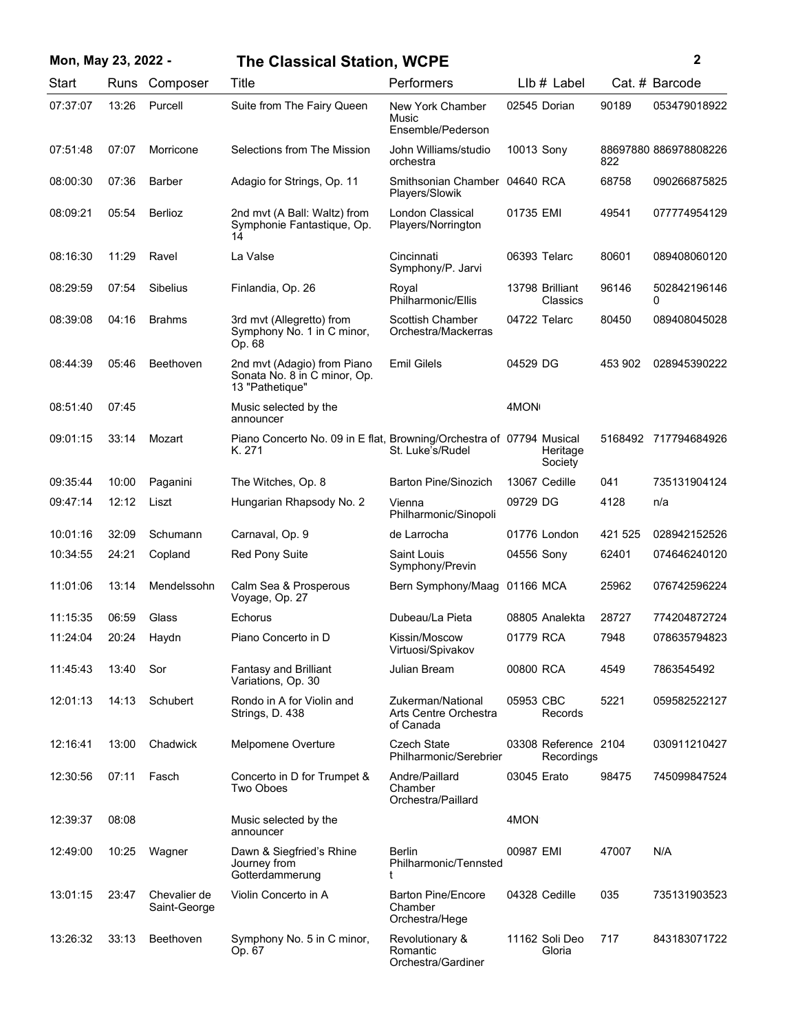**Mon, May 23, 2022 - The Classical Station, WCPE**

| Start | Runs | Composer | Title | Performers | Llb # | Label | Cat. # | Barcode |
|---|---|---|---|---|---|---|---|---|
| 07:37:07 | 13:26 | Purcell | Suite from The Fairy Queen | New York Chamber Music Ensemble/Pederson | 02545 | Dorian | 90189 | 053479018922 |
| 07:51:48 | 07:07 | Morricone | Selections from The Mission | John Williams/studio orchestra | 10013 | Sony | 88697880822 | 886978808226 |
| 08:00:30 | 07:36 | Barber | Adagio for Strings, Op. 11 | Smithsonian Chamber Players/Slowik | 04640 | RCA | 68758 | 090266875825 |
| 08:09:21 | 05:54 | Berlioz | 2nd mvt (A Ball: Waltz) from Symphonie Fantastique, Op. 14 | London Classical Players/Norrington | 01735 | EMI | 49541 | 077774954129 |
| 08:16:30 | 11:29 | Ravel | La Valse | Cincinnati Symphony/P. Jarvi | 06393 | Telarc | 80601 | 089408060120 |
| 08:29:59 | 07:54 | Sibelius | Finlandia, Op. 26 | Royal Philharmonic/Ellis | 13798 | Brilliant Classics | 96146 | 5028421961460 |
| 08:39:08 | 04:16 | Brahms | 3rd mvt (Allegretto) from Symphony No. 1 in C minor, Op. 68 | Scottish Chamber Orchestra/Mackerras | 04722 | Telarc | 80450 | 089408045028 |
| 08:44:39 | 05:46 | Beethoven | 2nd mvt (Adagio) from Piano Sonata No. 8 in C minor, Op. 13 "Pathetique" | Emil Gilels | 04529 | DG | 453 902 | 028945390222 |
| 08:51:40 | 07:45 | | Music selected by the announcer | | 4MON | | | |
| 09:01:15 | 33:14 | Mozart | Piano Concerto No. 09 in E flat, K. 271 | Browning/Orchestra of St. Luke's/Rudel | 07794 | Musical Heritage Society | 5168492 | 717794684926 |
| 09:35:44 | 10:00 | Paganini | The Witches, Op. 8 | Barton Pine/Sinozich | 13067 | Cedille | 041 | 735131904124 |
| 09:47:14 | 12:12 | Liszt | Hungarian Rhapsody No. 2 | Vienna Philharmonic/Sinopoli | 09729 | DG | 4128 | n/a |
| 10:01:16 | 32:09 | Schumann | Carnaval, Op. 9 | de Larrocha | 01776 | London | 421 525 | 028942152526 |
| 10:34:55 | 24:21 | Copland | Red Pony Suite | Saint Louis Symphony/Previn | 04556 | Sony | 62401 | 074646240120 |
| 11:01:06 | 13:14 | Mendelssohn | Calm Sea & Prosperous Voyage, Op. 27 | Bern Symphony/Maag | 01166 | MCA | 25962 | 076742596224 |
| 11:15:35 | 06:59 | Glass | Echorus | Dubeau/La Pieta | 08805 | Analekta | 28727 | 774204872724 |
| 11:24:04 | 20:24 | Haydn | Piano Concerto in D | Kissin/Moscow Virtuosi/Spivakov | 01779 | RCA | 7948 | 078635794823 |
| 11:45:43 | 13:40 | Sor | Fantasy and Brilliant Variations, Op. 30 | Julian Bream | 00800 | RCA | 4549 | 7863545492 |
| 12:01:13 | 14:13 | Schubert | Rondo in A for Violin and Strings, D. 438 | Zukerman/National Arts Centre Orchestra of Canada | 05953 | CBC Records | 5221 | 059582522127 |
| 12:16:41 | 13:00 | Chadwick | Melpomene Overture | Czech State Philharmonic/Serebrier | 03308 | Reference Recordings | 2104 | 030911210427 |
| 12:30:56 | 07:11 | Fasch | Concerto in D for Trumpet & Two Oboes | Andre/Paillard Chamber Orchestra/Paillard | 03045 | Erato | 98475 | 745099847524 |
| 12:39:37 | 08:08 | | Music selected by the announcer | | 4MON | | | |
| 12:49:00 | 10:25 | Wagner | Dawn & Siegfried's Rhine Journey from Gotterdammerung | Berlin Philharmonic/Tennstedt | 00987 | EMI | 47007 | N/A |
| 13:01:15 | 23:47 | Chevalier de Saint-George | Violin Concerto in A | Barton Pine/Encore Chamber Orchestra/Hege | 04328 | Cedille | 035 | 735131903523 |
| 13:26:32 | 33:13 | Beethoven | Symphony No. 5 in C minor, Op. 67 | Revolutionary & Romantic Orchestra/Gardiner | 11162 | Soli Deo Gloria | 717 | 843183071722 |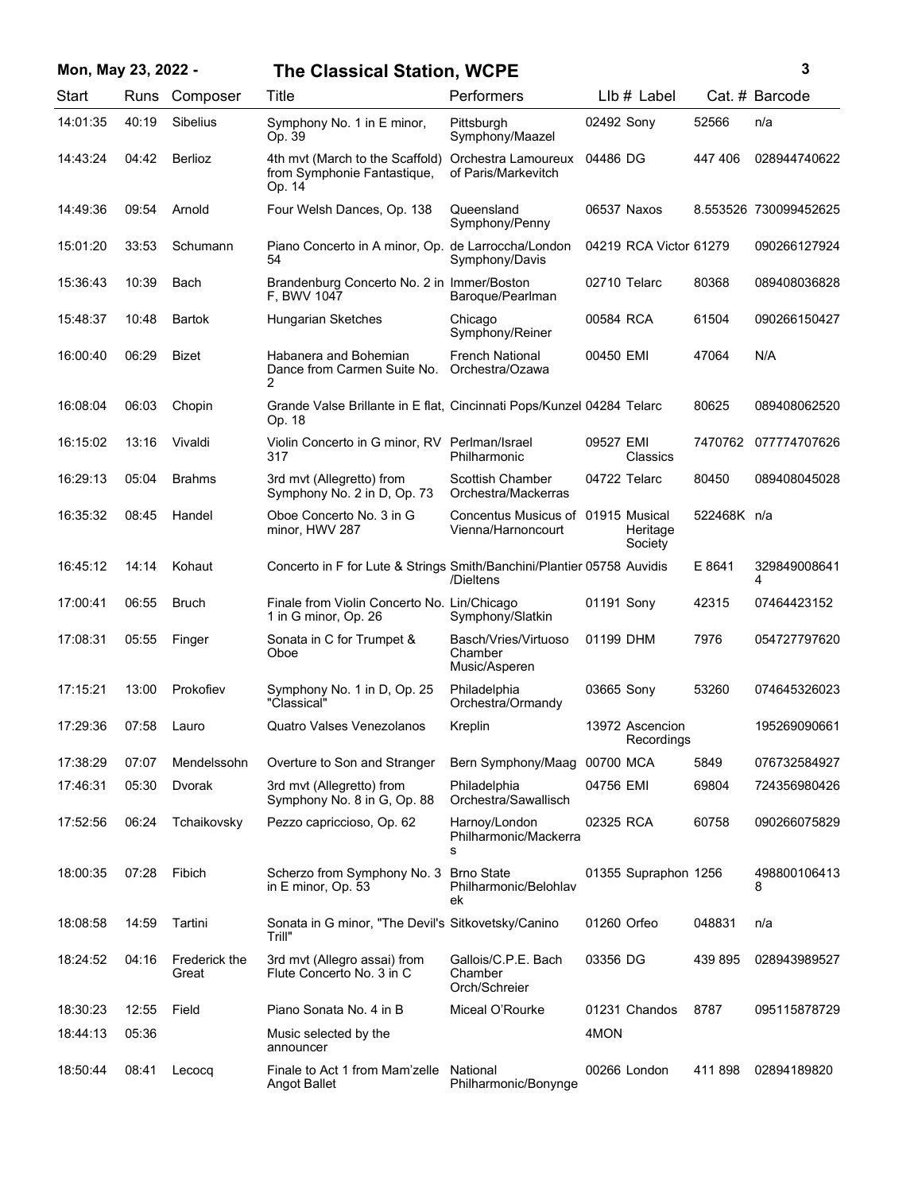# Mon, May 23, 2022 - The Classical Station, WCPE

| Start | Runs | Composer | Title | Performers | Llb # | Label | Cat. # | Barcode |
|---|---|---|---|---|---|---|---|---|
| 14:01:35 | 40:19 | Sibelius | Symphony No. 1 in E minor, Op. 39 | Pittsburgh Symphony/Maazel | 02492 | Sony | 52566 | n/a |
| 14:43:24 | 04:42 | Berlioz | 4th mvt (March to the Scaffold) from Symphonie Fantastique, Op. 14 | Orchestra Lamoureux of Paris/Markevitch | 04486 | DG | 447 406 | 028944740622 |
| 14:49:36 | 09:54 | Arnold | Four Welsh Dances, Op. 138 | Queensland Symphony/Penny | 06537 | Naxos | 8.553526 | 730099452625 |
| 15:01:20 | 33:53 | Schumann | Piano Concerto in A minor, Op. 54 | de Larroccha/London Symphony/Davis | 04219 | RCA Victor | 61279 | 090266127924 |
| 15:36:43 | 10:39 | Bach | Brandenburg Concerto No. 2 in F, BWV 1047 | Immer/Boston Baroque/Pearlman | 02710 | Telarc | 80368 | 089408036828 |
| 15:48:37 | 10:48 | Bartok | Hungarian Sketches | Chicago Symphony/Reiner | 00584 | RCA | 61504 | 090266150427 |
| 16:00:40 | 06:29 | Bizet | Habanera and Bohemian Dance from Carmen Suite No. 2 | French National Orchestra/Ozawa | 00450 | EMI | 47064 | N/A |
| 16:08:04 | 06:03 | Chopin | Grande Valse Brillante in E flat, Op. 18 | Cincinnati Pops/Kunzel | 04284 | Telarc | 80625 | 089408062520 |
| 16:15:02 | 13:16 | Vivaldi | Violin Concerto in G minor, RV 317 | Perlman/Israel Philharmonic | 09527 | EMI Classics | 7470762 | 077774707626 |
| 16:29:13 | 05:04 | Brahms | 3rd mvt (Allegretto) from Symphony No. 2 in D, Op. 73 | Scottish Chamber Orchestra/Mackerras | 04722 | Telarc | 80450 | 089408045028 |
| 16:35:32 | 08:45 | Handel | Oboe Concerto No. 3 in G minor, HWV 287 | Concentus Musicus of Vienna/Harnoncourt | 01915 | Musical Heritage Society | 522468K | n/a |
| 16:45:12 | 14:14 | Kohaut | Concerto in F for Lute & Strings | Smith/Banchini/Plantier /Dieltens | 05758 | Auvidis | E 8641 | 3298490086414 |
| 17:00:41 | 06:55 | Bruch | Finale from Violin Concerto No. 1 in G minor, Op. 26 | Lin/Chicago Symphony/Slatkin | 01191 | Sony | 42315 | 07464423152 |
| 17:08:31 | 05:55 | Finger | Sonata in C for Trumpet & Oboe | Basch/Vries/Virtuoso Chamber Music/Asperen | 01199 | DHM | 7976 | 054727797620 |
| 17:15:21 | 13:00 | Prokofiev | Symphony No. 1 in D, Op. 25 "Classical" | Philadelphia Orchestra/Ormandy | 03665 | Sony | 53260 | 074645326023 |
| 17:29:36 | 07:58 | Lauro | Quatro Valses Venezolanos | Kreplin | 13972 | Ascencion Recordings | | 195269090661 |
| 17:38:29 | 07:07 | Mendelssohn | Overture to Son and Stranger | Bern Symphony/Maag | 00700 | MCA | 5849 | 076732584927 |
| 17:46:31 | 05:30 | Dvorak | 3rd mvt (Allegretto) from Symphony No. 8 in G, Op. 88 | Philadelphia Orchestra/Sawallisch | 04756 | EMI | 69804 | 724356980426 |
| 17:52:56 | 06:24 | Tchaikovsky | Pezzo capriccioso, Op. 62 | Harnoy/London Philharmonic/Mackerras | 02325 | RCA | 60758 | 090266075829 |
| 18:00:35 | 07:28 | Fibich | Scherzo from Symphony No. 3 in E minor, Op. 53 | Brno State Philharmonic/Belohlavek | 01355 | Supraphon | 1256 | 4988001064138 |
| 18:08:58 | 14:59 | Tartini | Sonata in G minor, "The Devil's Trill" | Sitkovetsky/Canino | 01260 | Orfeo | 048831 | n/a |
| 18:24:52 | 04:16 | Frederick the Great | 3rd mvt (Allegro assai) from Flute Concerto No. 3 in C | Gallois/C.P.E. Bach Chamber Orch/Schreier | 03356 | DG | 439 895 | 028943989527 |
| 18:30:23 | 12:55 | Field | Piano Sonata No. 4 in B | Miceal O'Rourke | 01231 | Chandos | 8787 | 095115878729 |
| 18:44:13 | 05:36 | | Music selected by the announcer | | 4MON | | | |
| 18:50:44 | 08:41 | Lecocq | Finale to Act 1 from Mam'zelle Angot Ballet | National Philharmonic/Bonynge | 00266 | London | 411 898 | 02894189820 |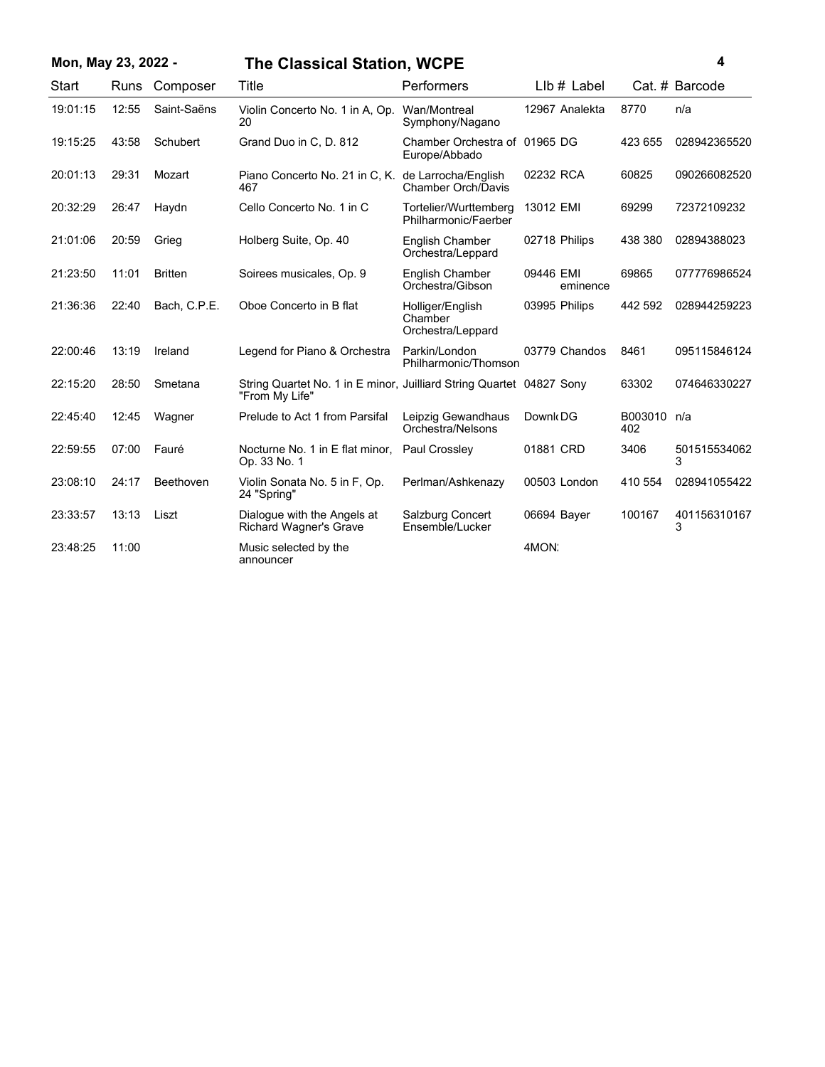| Start | Runs | Composer | Title | Performers | Llb # | Label | Cat. # | Barcode |
|---|---|---|---|---|---|---|---|---|
| 19:01:15 | 12:55 | Saint-Saëns | Violin Concerto No. 1 in A, Op. 20 | Wan/Montreal Symphony/Nagano | 12967 | Analekta | 8770 | n/a |
| 19:15:25 | 43:58 | Schubert | Grand Duo in C, D. 812 | Chamber Orchestra of Europe/Abbado | 01965 | DG | 423 655 | 028942365520 |
| 20:01:13 | 29:31 | Mozart | Piano Concerto No. 21 in C, K. 467 | de Larrocha/English Chamber Orch/Davis | 02232 | RCA | 60825 | 090266082520 |
| 20:32:29 | 26:47 | Haydn | Cello Concerto No. 1 in C | Tortelier/Wurttemberg Philharmonic/Faerber | 13012 | EMI | 69299 | 72372109232 |
| 21:01:06 | 20:59 | Grieg | Holberg Suite, Op. 40 | English Chamber Orchestra/Leppard | 02718 | Philips | 438 380 | 02894388023 |
| 21:23:50 | 11:01 | Britten | Soirees musicales, Op. 9 | English Chamber Orchestra/Gibson | 09446 | EMI eminence | 69865 | 077776986524 |
| 21:36:36 | 22:40 | Bach, C.P.E. | Oboe Concerto in B flat | Holliger/English Chamber Orchestra/Leppard | 03995 | Philips | 442 592 | 028944259223 |
| 22:00:46 | 13:19 | Ireland | Legend for Piano & Orchestra | Parkin/London Philharmonic/Thomson | 03779 | Chandos | 8461 | 095115846124 |
| 22:15:20 | 28:50 | Smetana | String Quartet No. 1 in E minor, "From My Life" | Juilliard String Quartet | 04827 | Sony | 63302 | 074646330227 |
| 22:45:40 | 12:45 | Wagner | Prelude to Act 1 from Parsifal | Leipzig Gewandhaus Orchestra/Nelsons | Downl | DG | B003010 402 | n/a |
| 22:59:55 | 07:00 | Fauré | Nocturne No. 1 in E flat minor, Op. 33 No. 1 | Paul Crossley | 01881 | CRD | 3406 | 5015155340623 |
| 23:08:10 | 24:17 | Beethoven | Violin Sonata No. 5 in F, Op. 24 "Spring" | Perlman/Ashkenazy | 00503 | London | 410 554 | 028941055422 |
| 23:33:57 | 13:13 | Liszt | Dialogue with the Angels at Richard Wagner's Grave | Salzburg Concert Ensemble/Lucker | 06694 | Bayer | 100167 | 4011563101673 |
| 23:48:25 | 11:00 | | Music selected by the announcer | | 4MON: | | | |